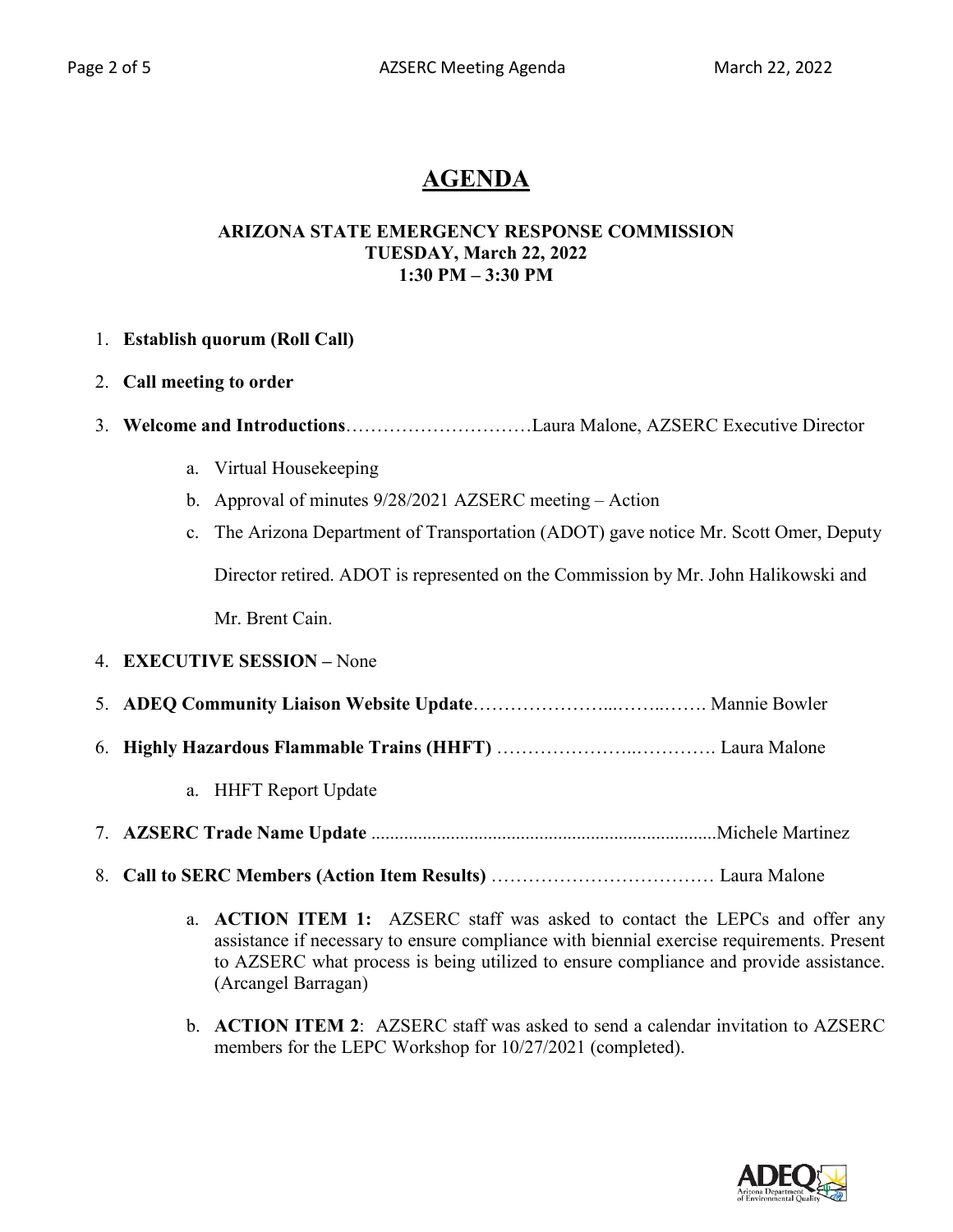# AGENDA

**ARIZONA STATE EMERGENCY RESPONSE COMMISSION**
**TUESDAY, March 22, 2022**
**1:30 PM – 3:30 PM**

1. **Establish quorum (Roll Call)**
2. **Call meeting to order**
3. **Welcome and Introductions**…………………………Laura Malone, AZSERC Executive Director
   a. Virtual Housekeeping
   b. Approval of minutes 9/28/2021 AZSERC meeting – Action
   c. The Arizona Department of Transportation (ADOT) gave notice Mr. Scott Omer, Deputy Director retired. ADOT is represented on the Commission by Mr. John Halikowski and Mr. Brent Cain.
4. **EXECUTIVE SESSION –** None
5. **ADEQ Community Liaison Website Update**…………………...……..……. Mannie Bowler
6. **Highly Hazardous Flammable Trains (HHFT)** …………………..…………. Laura Malone
   a. HHFT Report Update
7. **AZSERC Trade Name Update** .........................................................................Michele Martinez
8. **Call to SERC Members (Action Item Results)** ……………………………… Laura Malone
   a. **ACTION ITEM 1:** AZSERC staff was asked to contact the LEPCs and offer any assistance if necessary to ensure compliance with biennial exercise requirements. Present to AZSERC what process is being utilized to ensure compliance and provide assistance. (Arcangel Barragan)
   b. **ACTION ITEM 2**: AZSERC staff was asked to send a calendar invitation to AZSERC members for the LEPC Workshop for 10/27/2021 (completed).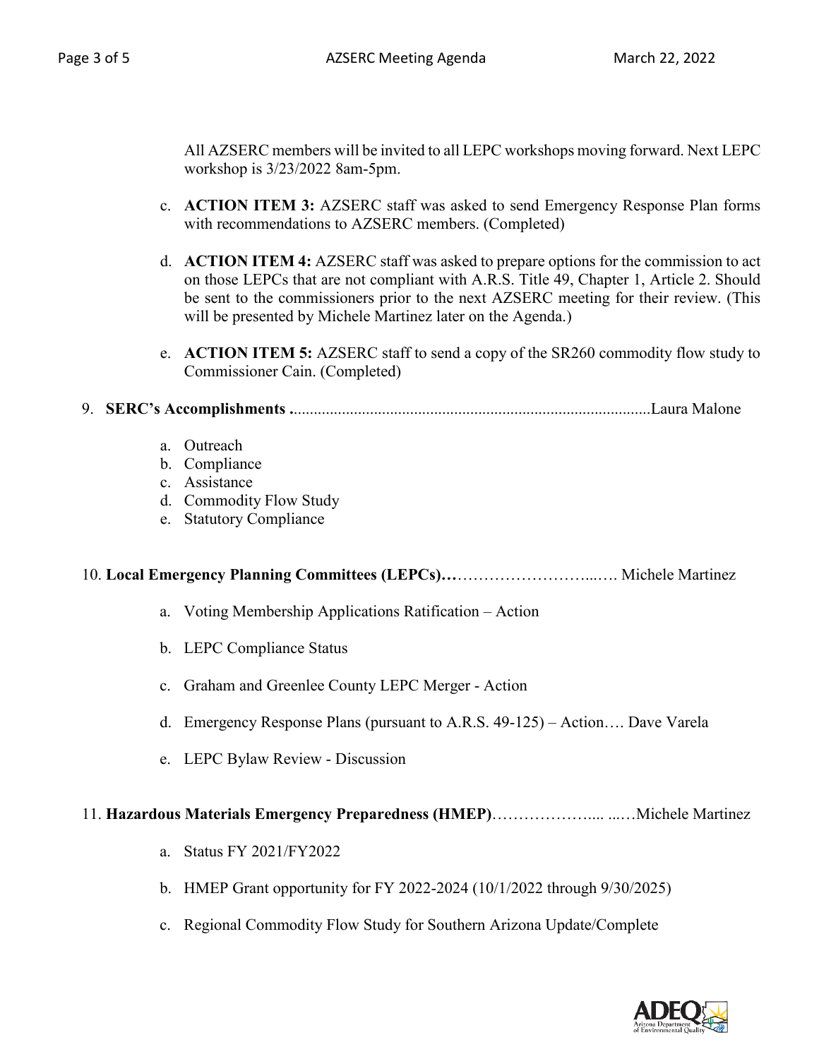All AZSERC members will be invited to all LEPC workshops moving forward. Next LEPC workshop is 3/23/2022 8am-5pm.

c. **ACTION ITEM 3:** AZSERC staff was asked to send Emergency Response Plan forms with recommendations to AZSERC members. (Completed)

d. **ACTION ITEM 4:** AZSERC staff was asked to prepare options for the commission to act on those LEPCs that are not compliant with A.R.S. Title 49, Chapter 1, Article 2. Should be sent to the commissioners prior to the next AZSERC meeting for their review. (This will be presented by Michele Martinez later on the Agenda.)

e. **ACTION ITEM 5:** AZSERC staff to send a copy of the SR260 commodity flow study to Commissioner Cain. (Completed)

9. **SERC's Accomplishments .**........................................................................................Laura Malone

   a. Outreach
   b. Compliance
   c. Assistance
   d. Commodity Flow Study
   e. Statutory Compliance

10. **Local Emergency Planning Committees (LEPCs)…**……………………...…. Michele Martinez

    a. Voting Membership Applications Ratification – Action

    b. LEPC Compliance Status

    c. Graham and Greenlee County LEPC Merger - Action

    d. Emergency Response Plans (pursuant to A.R.S. 49-125) – Action…. Dave Varela

    e. LEPC Bylaw Review - Discussion

11. **Hazardous Materials Emergency Preparedness (HMEP)**……………….... ...…Michele Martinez

    a. Status FY 2021/FY2022

    b. HMEP Grant opportunity for FY 2022-2024 (10/1/2022 through 9/30/2025)

    c. Regional Commodity Flow Study for Southern Arizona Update/Complete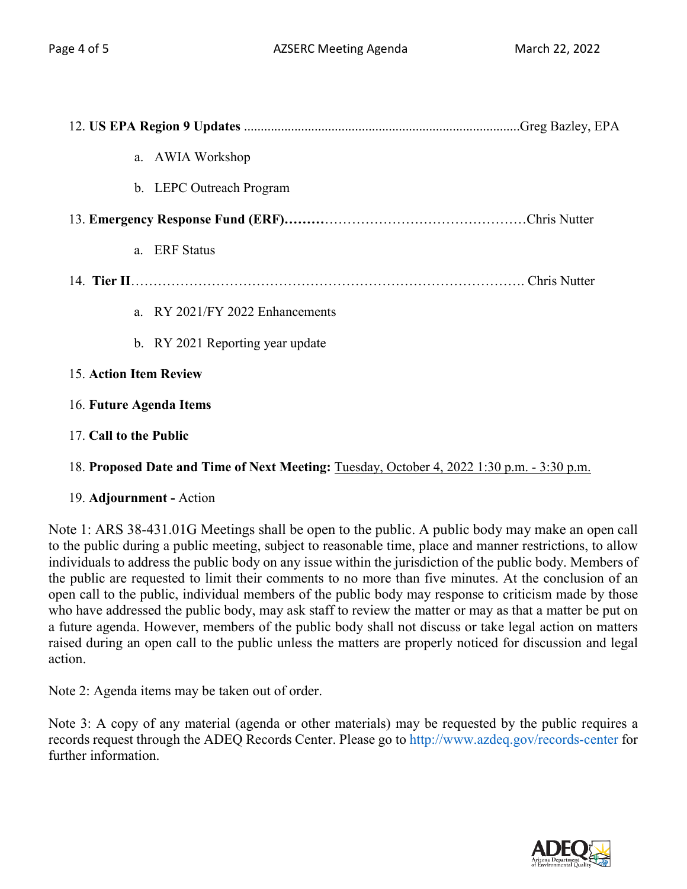12. **US EPA Region 9 Updates** ...................................................................................Greg Bazley, EPA

    a. AWIA Workshop

    b. LEPC Outreach Program

13. **Emergency Response Fund (ERF)………**………………………………………Chris Nutter

    a. ERF Status

14. **Tier II**……………………………………………………………………………. Chris Nutter

    a. RY 2021/FY 2022 Enhancements

    b. RY 2021 Reporting year update

15. **Action Item Review**

16. **Future Agenda Items**

17. **Call to the Public**

18. **Proposed Date and Time of Next Meeting:** Tuesday, October 4, 2022 1:30 p.m. - 3:30 p.m.

19. **Adjournment -** Action

Note 1: ARS 38-431.01G Meetings shall be open to the public. A public body may make an open call to the public during a public meeting, subject to reasonable time, place and manner restrictions, to allow individuals to address the public body on any issue within the jurisdiction of the public body. Members of the public are requested to limit their comments to no more than five minutes. At the conclusion of an open call to the public, individual members of the public body may response to criticism made by those who have addressed the public body, may ask staff to review the matter or may as that a matter be put on a future agenda. However, members of the public body shall not discuss or take legal action on matters raised during an open call to the public unless the matters are properly noticed for discussion and legal action.

Note 2: Agenda items may be taken out of order.

Note 3: A copy of any material (agenda or other materials) may be requested by the public requires a records request through the ADEQ Records Center. Please go to http://www.azdeq.gov/records-center for further information.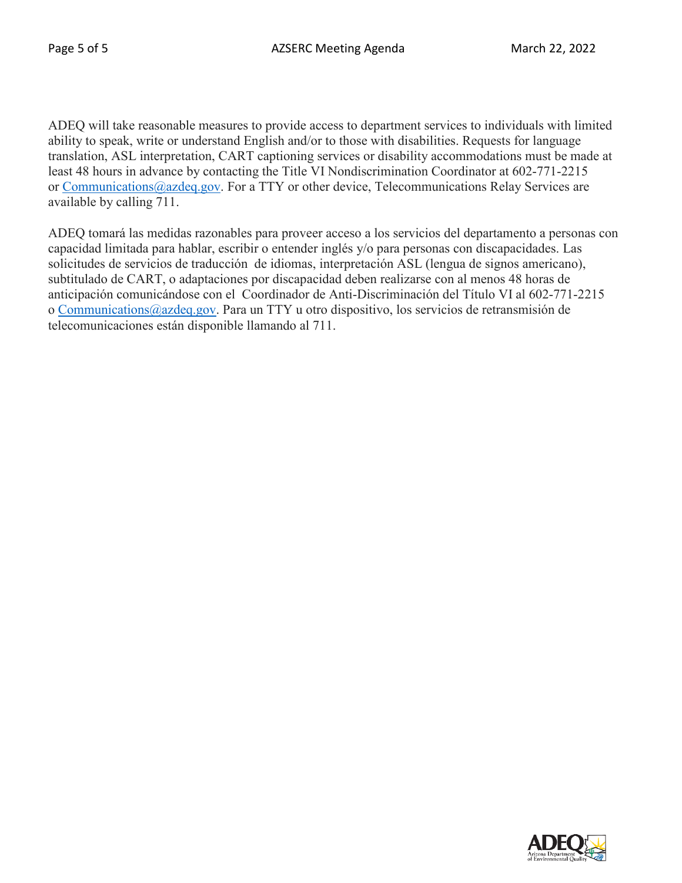ADEQ will take reasonable measures to provide access to department services to individuals with limited ability to speak, write or understand English and/or to those with disabilities. Requests for language translation, ASL interpretation, CART captioning services or disability accommodations must be made at least 48 hours in advance by contacting the Title VI Nondiscrimination Coordinator at 602-771-2215 or Communications@azdeq.gov. For a TTY or other device, Telecommunications Relay Services are available by calling 711.

ADEQ tomará las medidas razonables para proveer acceso a los servicios del departamento a personas con capacidad limitada para hablar, escribir o entender inglés y/o para personas con discapacidades. Las solicitudes de servicios de traducción de idiomas, interpretación ASL (lengua de signos americano), subtitulado de CART, o adaptaciones por discapacidad deben realizarse con al menos 48 horas de anticipación comunicándose con el Coordinador de Anti-Discriminación del Título VI al 602-771-2215 o Communications@azdeq.gov. Para un TTY u otro dispositivo, los servicios de retransmisión de telecomunicaciones están disponible llamando al 711.